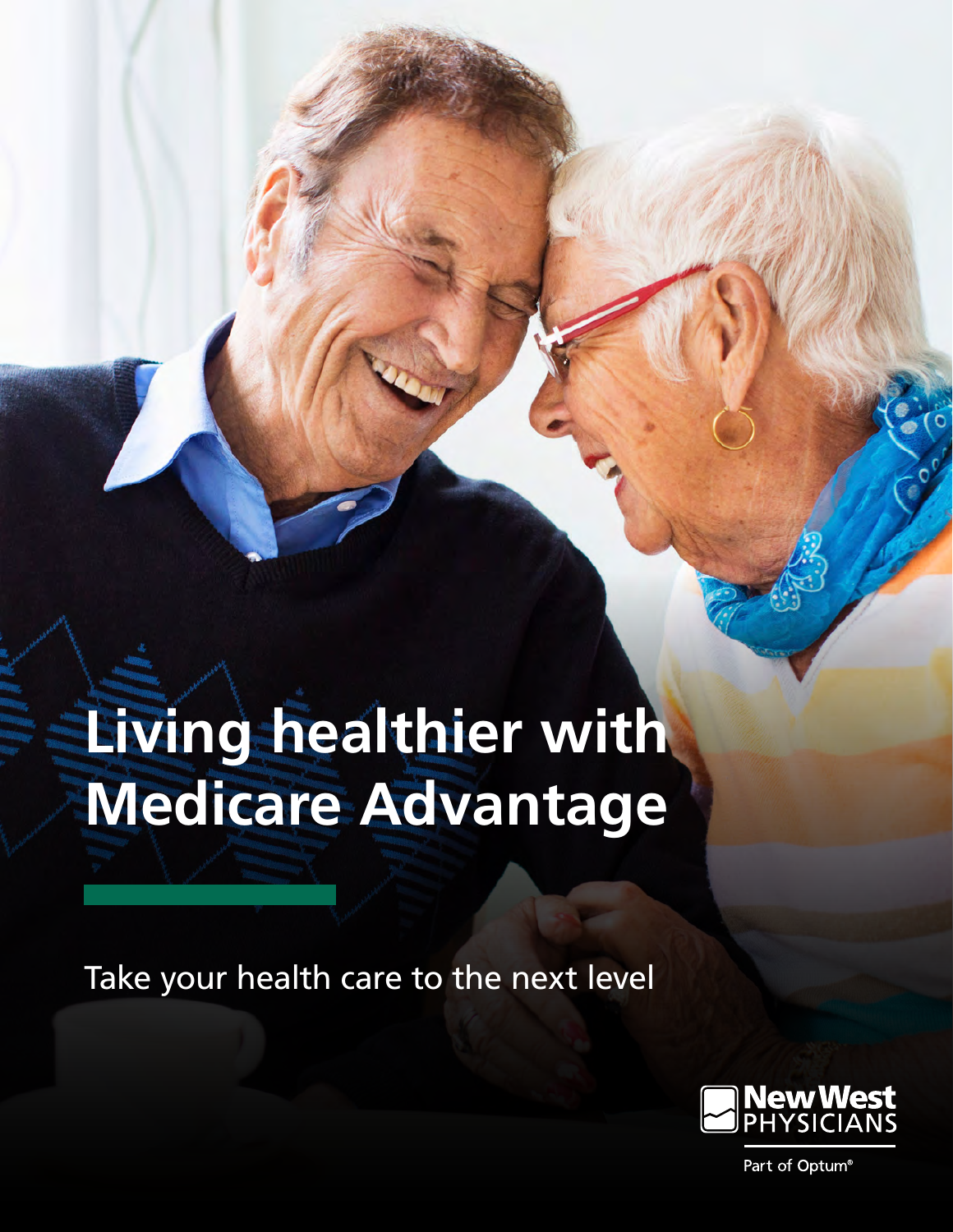# Living healthier with Medicare Advantage

Take your health care to the next level

New West PHYSICIANS

Part of Optum®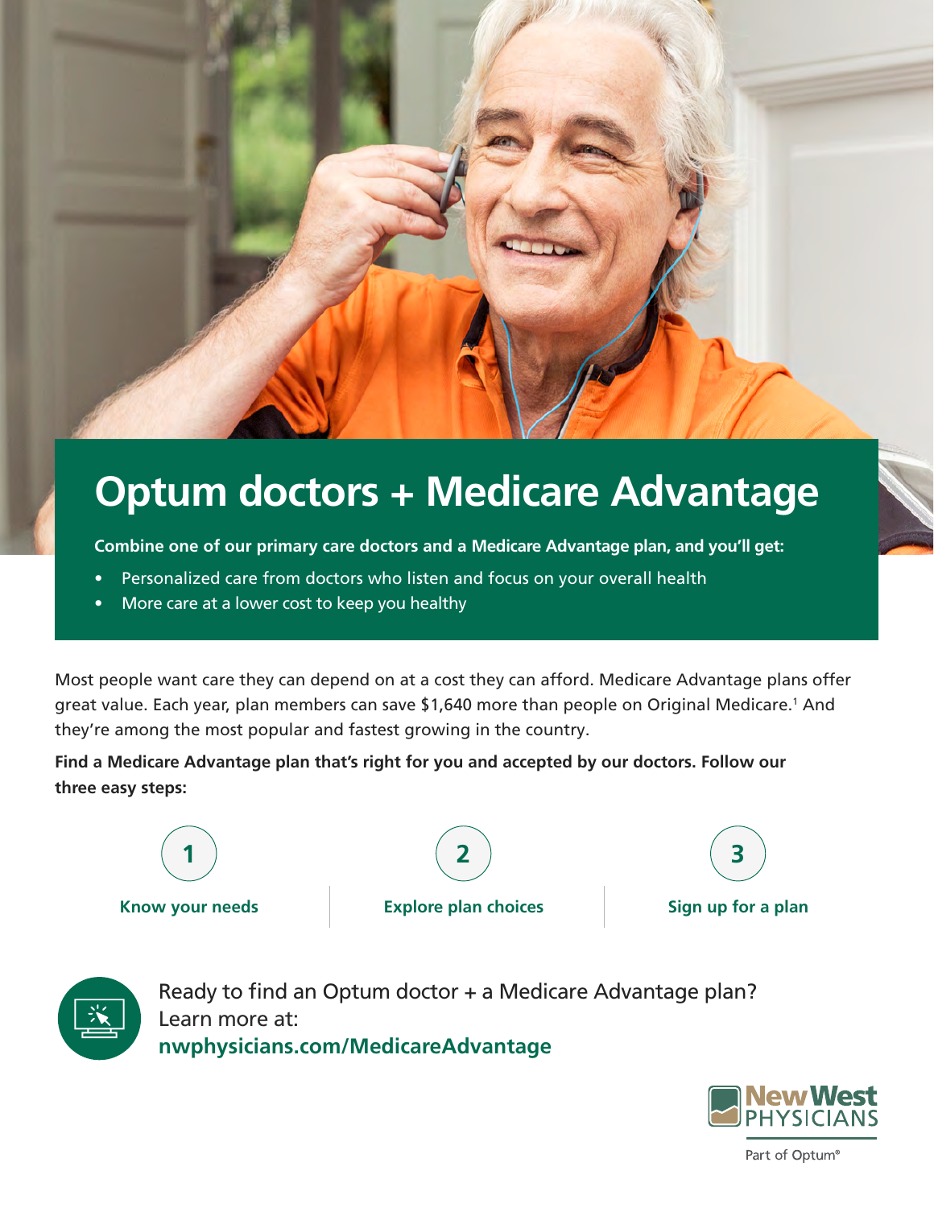# Optum doctors + Medicare Advantage

**Combine one of our primary care doctors and a Medicare Advantage plan, and you'll get:**

- Personalized care from doctors who listen and focus on your overall health
- More care at a lower cost to keep you healthy

Most people want care they can depend on at a cost they can afford. Medicare Advantage plans offer great value. Each year, plan members can save $1,640 more than people on Original Medicare.[1] And they're among the most popular and fastest growing in the country.

**Find a Medicare Advantage plan that's right for you and accepted by our doctors. Follow our three easy steps:**

1. **Know your needs**
2. **Explore plan choices**
3. **Sign up for a plan**

Ready to find an Optum doctor + a Medicare Advantage plan? Learn more at:
**nwphysicians.com/MedicareAdvantage**

New West PHYSICIANS

Part of Optum®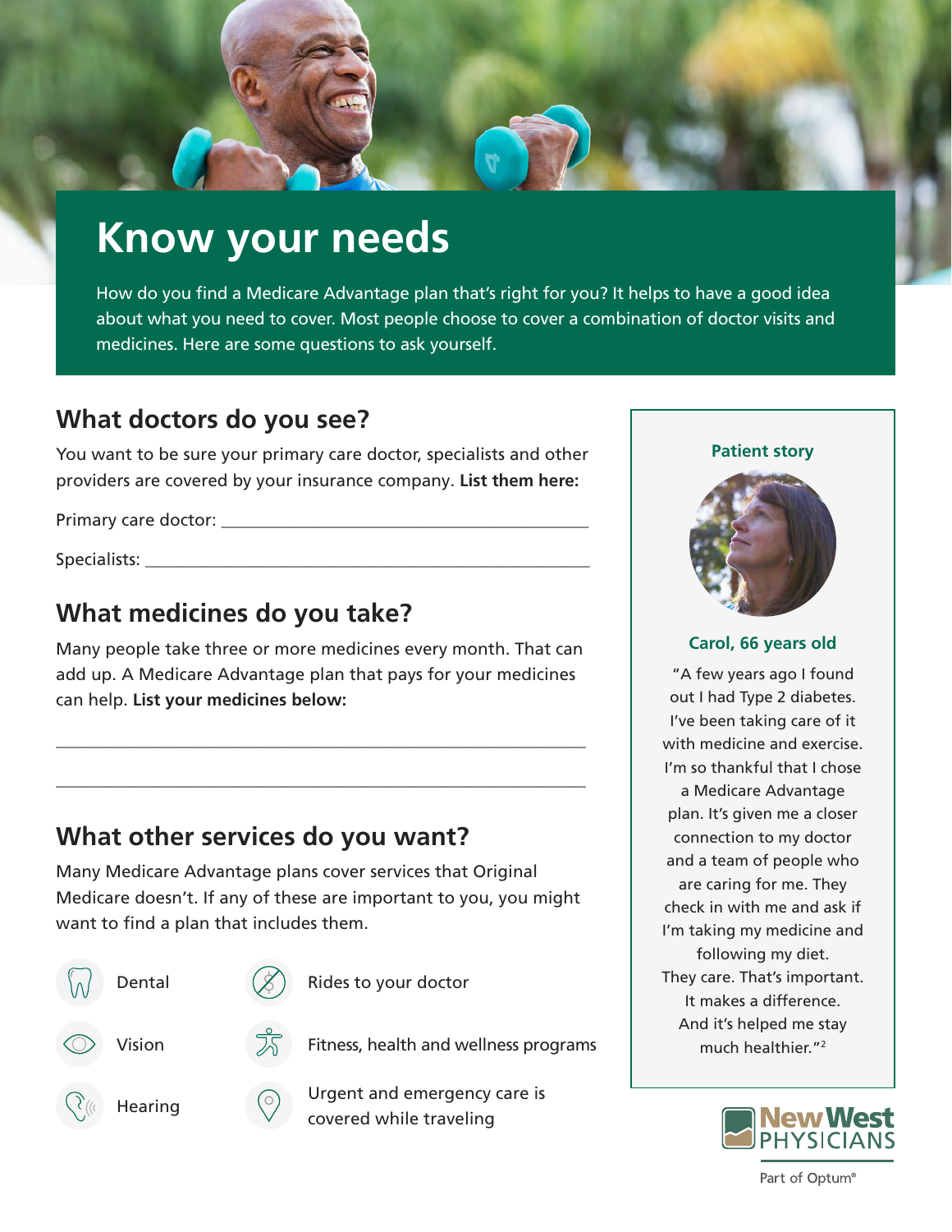# Know your needs

How do you find a Medicare Advantage plan that's right for you? It helps to have a good idea about what you need to cover. Most people choose to cover a combination of doctor visits and medicines. Here are some questions to ask yourself.

## What doctors do you see?

You want to be sure your primary care doctor, specialists and other providers are covered by your insurance company. **List them here:**

Primary care doctor: ___________________________________________

Specialists: ___________________________________________________

## What medicines do you take?

Many people take three or more medicines every month. That can add up. A Medicare Advantage plan that pays for your medicines can help. **List your medicines below:**

_______________________________________________________________

_______________________________________________________________

## What other services do you want?

Many Medicare Advantage plans cover services that Original Medicare doesn't. If any of these are important to you, you might want to find a plan that includes them.

- Dental
- Vision
- Hearing
- Rides to your doctor
- Fitness, health and wellness programs
- Urgent and emergency care is covered while traveling

### Patient story

**Carol, 66 years old**

"A few years ago I found out I had Type 2 diabetes. I've been taking care of it with medicine and exercise. I'm so thankful that I chose a Medicare Advantage plan. It's given me a closer connection to my doctor and a team of people who are caring for me. They check in with me and ask if I'm taking my medicine and following my diet. They care. That's important. It makes a difference. And it's helped me stay much healthier."[2]

New West PHYSICIANS

Part of Optum®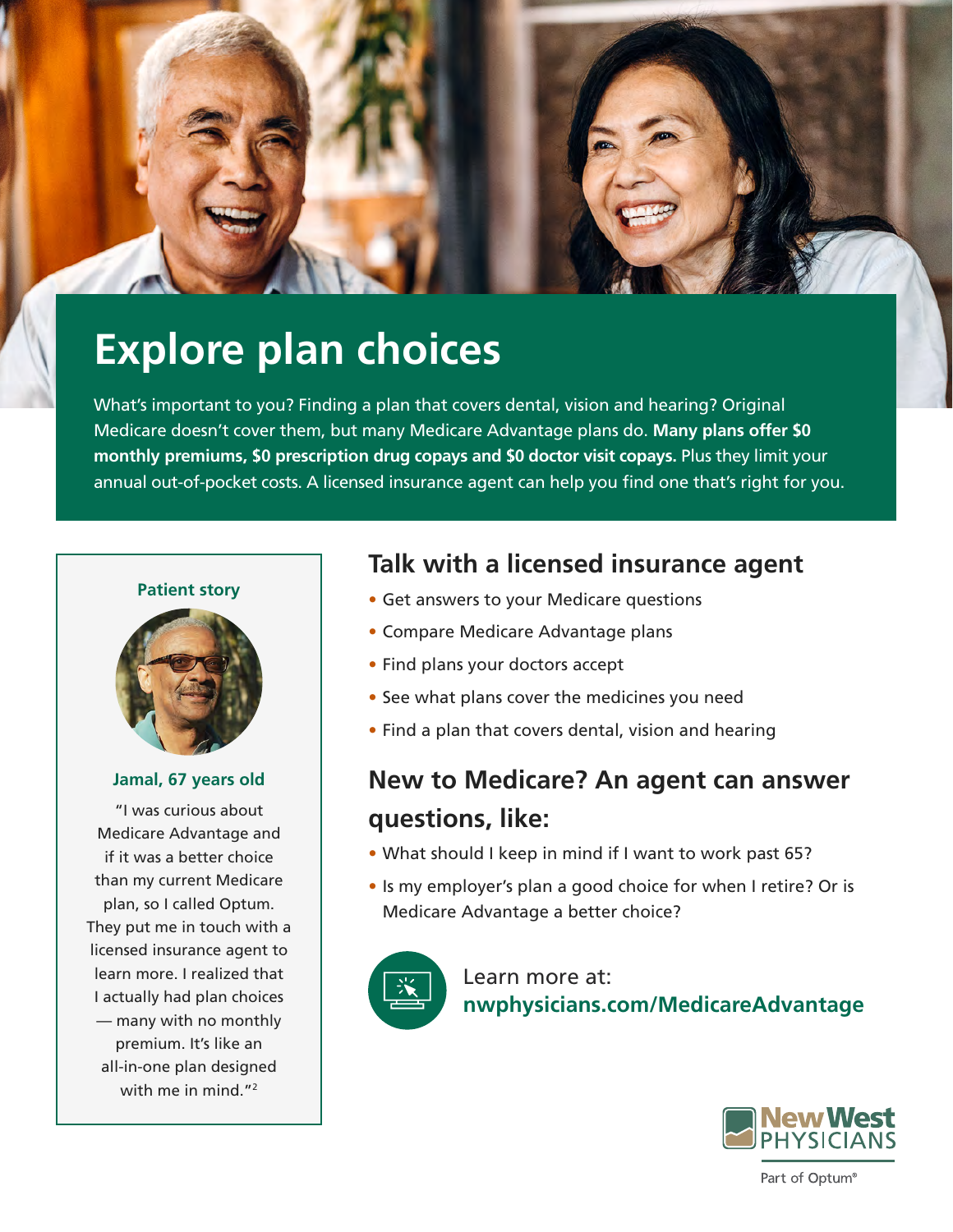# Explore plan choices

What's important to you? Finding a plan that covers dental, vision and hearing? Original Medicare doesn't cover them, but many Medicare Advantage plans do. **Many plans offer $0 monthly premiums, $0 prescription drug copays and $0 doctor visit copays.** Plus they limit your annual out-of-pocket costs. A licensed insurance agent can help you find one that's right for you.

**Patient story**

**Jamal, 67 years old**

"I was curious about Medicare Advantage and if it was a better choice than my current Medicare plan, so I called Optum. They put me in touch with a licensed insurance agent to learn more. I realized that I actually had plan choices — many with no monthly premium. It's like an all-in-one plan designed with me in mind."[2]

## Talk with a licensed insurance agent

- Get answers to your Medicare questions
- Compare Medicare Advantage plans
- Find plans your doctors accept
- See what plans cover the medicines you need
- Find a plan that covers dental, vision and hearing

## New to Medicare? An agent can answer questions, like:

- What should I keep in mind if I want to work past 65?
- Is my employer's plan a good choice for when I retire? Or is Medicare Advantage a better choice?

Learn more at:
**nwphysicians.com/MedicareAdvantage**

New West PHYSICIANS

Part of Optum®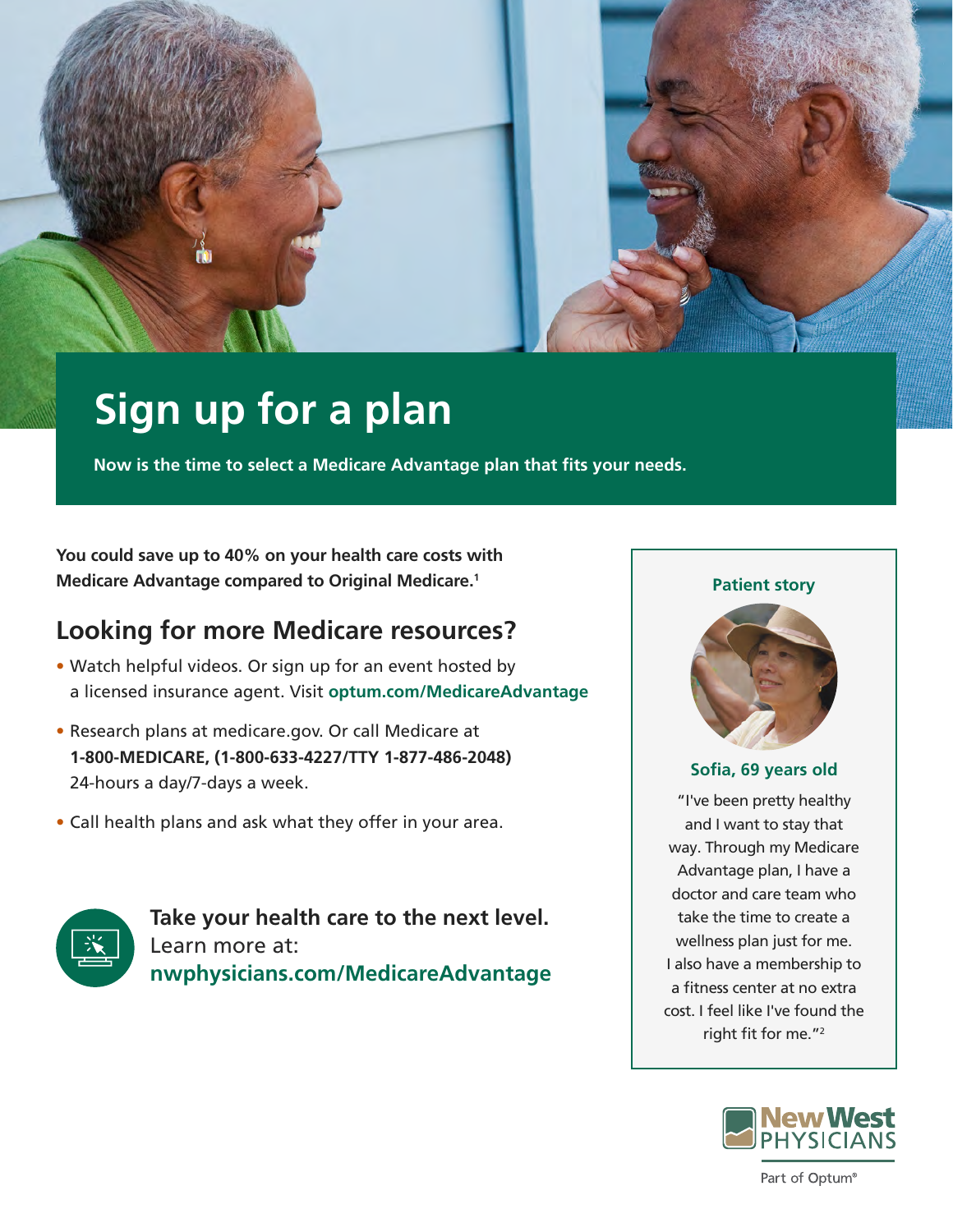# Sign up for a plan

**Now is the time to select a Medicare Advantage plan that fits your needs.**

**You could save up to 40% on your health care costs with Medicare Advantage compared to Original Medicare.[1]**

## Looking for more Medicare resources?

- Watch helpful videos. Or sign up for an event hosted by a licensed insurance agent. Visit **optum.com/MedicareAdvantage**
- Research plans at medicare.gov. Or call Medicare at **1-800-MEDICARE, (1-800-633-4227/TTY 1-877-486-2048)** 24-hours a day/7-days a week.
- Call health plans and ask what they offer in your area.

**Take your health care to the next level.**
Learn more at:
**nwphysicians.com/MedicareAdvantage**

### Patient story

**Sofia, 69 years old**

"I've been pretty healthy and I want to stay that way. Through my Medicare Advantage plan, I have a doctor and care team who take the time to create a wellness plan just for me. I also have a membership to a fitness center at no extra cost. I feel like I've found the right fit for me."[2]

New West PHYSICIANS

Part of Optum®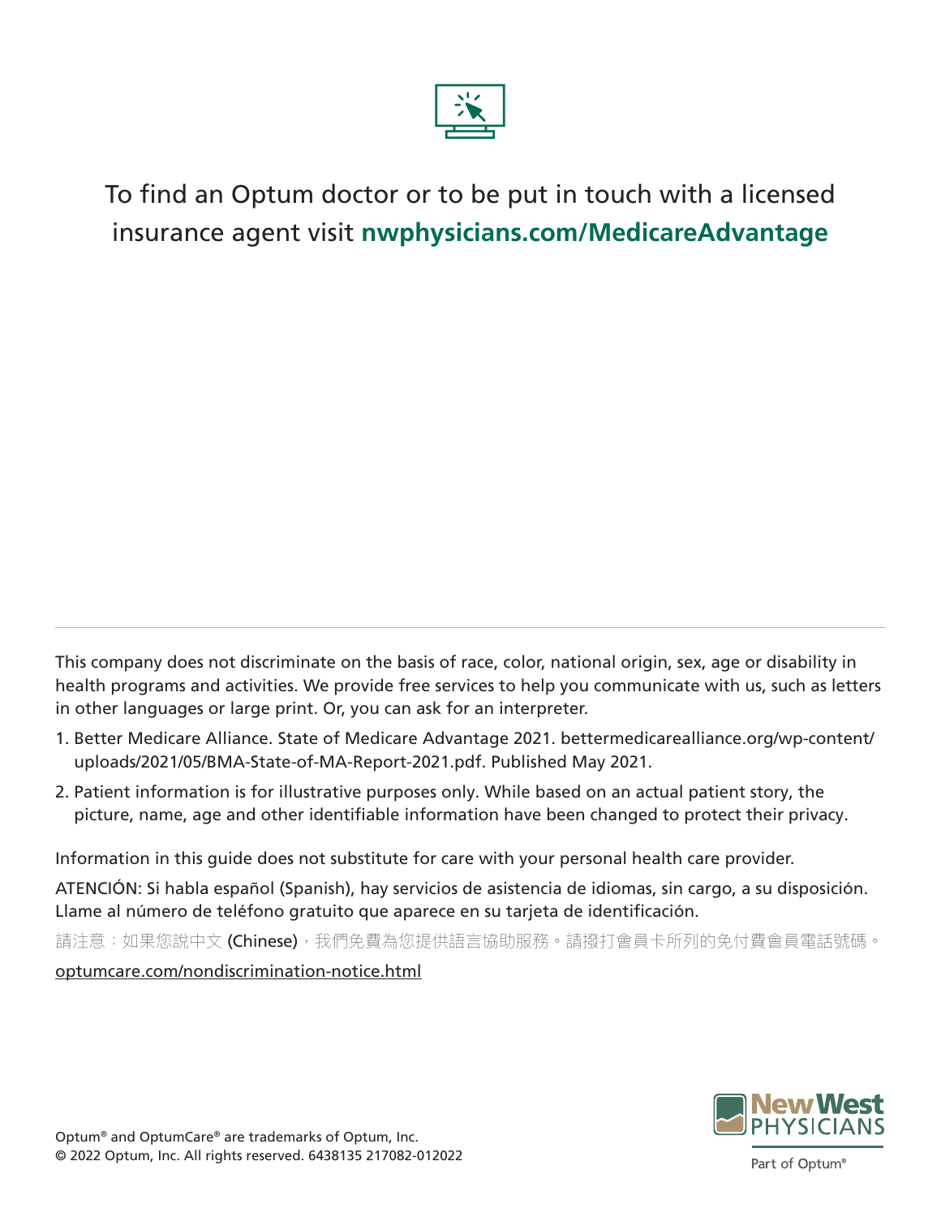To find an Optum doctor or to be put in touch with a licensed insurance agent visit **nwphysicians.com/MedicareAdvantage**

This company does not discriminate on the basis of race, color, national origin, sex, age or disability in health programs and activities. We provide free services to help you communicate with us, such as letters in other languages or large print. Or, you can ask for an interpreter.

1. Better Medicare Alliance. State of Medicare Advantage 2021. bettermedicarealliance.org/wp-content/uploads/2021/05/BMA-State-of-MA-Report-2021.pdf. Published May 2021.
2. Patient information is for illustrative purposes only. While based on an actual patient story, the picture, name, age and other identifiable information have been changed to protect their privacy.

Information in this guide does not substitute for care with your personal health care provider.

ATENCIÓN: Si habla español (Spanish), hay servicios de asistencia de idiomas, sin cargo, a su disposición. Llame al número de teléfono gratuito que aparece en su tarjeta de identificación.

請注意：如果您說中文 (Chinese)，我們免費為您提供語言協助服務。請撥打會員卡所列的免付費會員電話號碼。

optumcare.com/nondiscrimination-notice.html

Optum® and OptumCare® are trademarks of Optum, Inc.
© 2022 Optum, Inc. All rights reserved. 6438135 217082-012022

New West PHYSICIANS

Part of Optum®